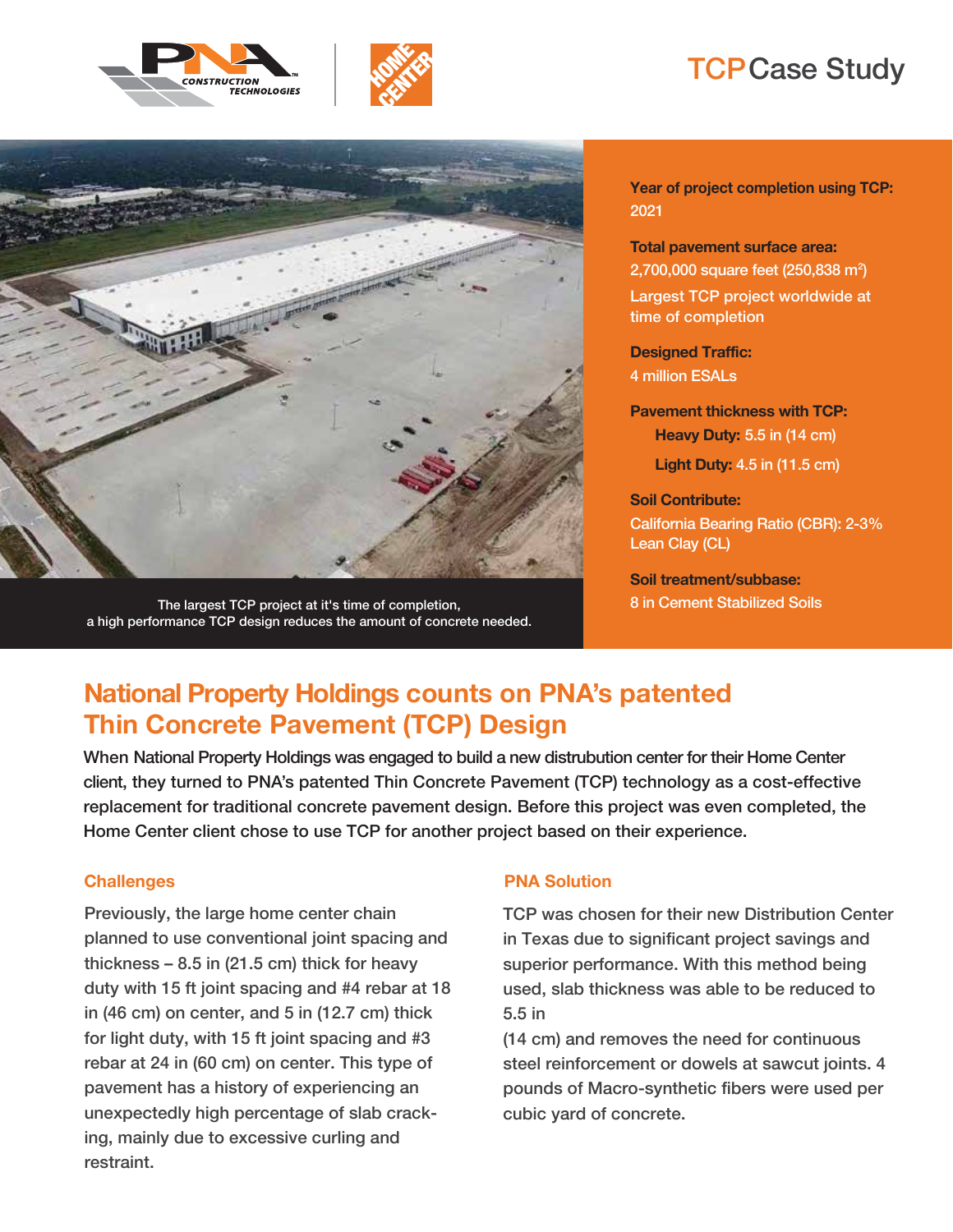# TCP Case Study

The largest TCP project at it's time of completion, a high performance TCP design reduces the amount of concrete needed.

**Year of project completion using TCP:**
2021

**Total pavement surface area:**
2,700,000 square feet (250,838 $m^2$)
Largest TCP project worldwide at time of completion

**Designed Traffic:**
4 million ESALs

**Pavement thickness with TCP:**
- **Heavy Duty:** 5.5 in (14 cm)
- **Light Duty:** 4.5 in (11.5 cm)

**Soil Contribute:**
California Bearing Ratio (CBR): 2-3%
Lean Clay (CL)

**Soil treatment/subbase:**
8 in Cement Stabilized Soils

## National Property Holdings counts on PNA's patented Thin Concrete Pavement (TCP) Design

When National Property Holdings was engaged to build a new distrubution center for their Home Center client, they turned to PNA's patented Thin Concrete Pavement (TCP) technology as a cost-effective replacement for traditional concrete pavement design. Before this project was even completed, the Home Center client chose to use TCP for another project based on their experience.

### Challenges

Previously, the large home center chain planned to use conventional joint spacing and thickness – 8.5 in (21.5 cm) thick for heavy duty with 15 ft joint spacing and #4 rebar at 18 in (46 cm) on center, and 5 in (12.7 cm) thick for light duty, with 15 ft joint spacing and #3 rebar at 24 in (60 cm) on center. This type of pavement has a history of experiencing an unexpectedly high percentage of slab cracking, mainly due to excessive curling and restraint.

### PNA Solution

TCP was chosen for their new Distribution Center in Texas due to significant project savings and superior performance. With this method being used, slab thickness was able to be reduced to 5.5 in (14 cm) and removes the need for continuous steel reinforcement or dowels at sawcut joints. 4 pounds of Macro-synthetic fibers were used per cubic yard of concrete.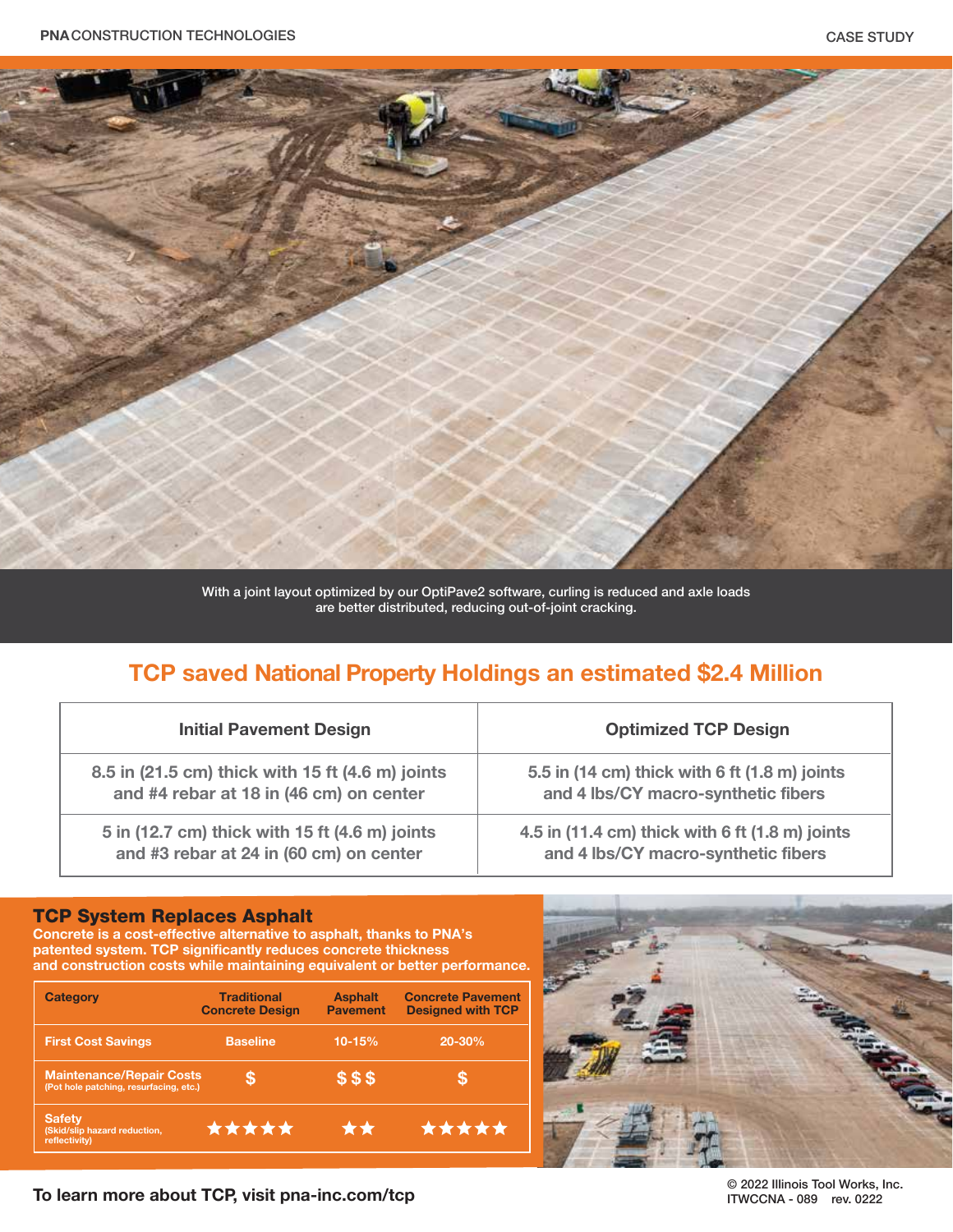With a joint layout optimized by our OptiPave2 software, curling is reduced and axle loads are better distributed, reducing out-of-joint cracking.

## TCP saved National Property Holdings an estimated $2.4 Million

| Initial Pavement Design | Optimized TCP Design |
|---|---|
| 8.5 in (21.5 cm) thick with 15 ft (4.6 m) joints and #4 rebar at 18 in (46 cm) on center | 5.5 in (14 cm) thick with 6 ft (1.8 m) joints and 4 lbs/CY macro-synthetic fibers |
| 5 in (12.7 cm) thick with 15 ft (4.6 m) joints and #3 rebar at 24 in (60 cm) on center | 4.5 in (11.4 cm) thick with 6 ft (1.8 m) joints and 4 lbs/CY macro-synthetic fibers |

### TCP System Replaces Asphalt

**Concrete is a cost-effective alternative to asphalt, thanks to PNA's patented system. TCP significantly reduces concrete thickness and construction costs while maintaining equivalent or better performance.**

| Category | Traditional Concrete Design | Asphalt Pavement | Concrete Pavement Designed with TCP |
|---|---|---|---|
| First Cost Savings | Baseline | 10-15% | 20-30% |
| Maintenance/Repair Costs (Pot hole patching, resurfacing, etc.) | $ | $ $ $ | $ |
| Safety (Skid/slip hazard reduction, reflectivity) | ★★★★★ | ★★ | ★★★★★ |

**To learn more about TCP, visit pna-inc.com/tcp**

© 2022 Illinois Tool Works, Inc.
ITWCCNA - 089 rev. 0222